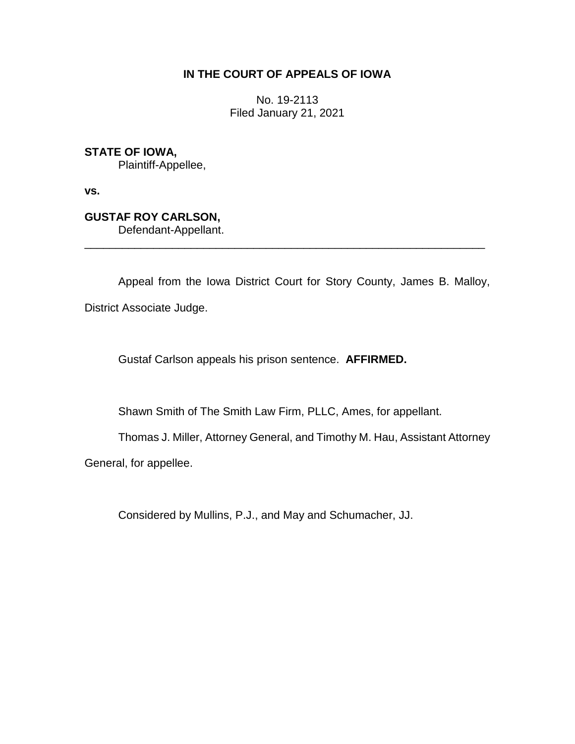# IN THE COURT OF APPEALS OF IOWA

No. 19-2113
Filed January 21, 2021

**STATE OF IOWA,**
Plaintiff-Appellee,

**vs.**

**GUSTAF ROY CARLSON,**
Defendant-Appellant.

---

Appeal from the Iowa District Court for Story County, James B. Malloy, District Associate Judge.

Gustaf Carlson appeals his prison sentence. **AFFIRMED.**

Shawn Smith of The Smith Law Firm, PLLC, Ames, for appellant.

Thomas J. Miller, Attorney General, and Timothy M. Hau, Assistant Attorney General, for appellee.

Considered by Mullins, P.J., and May and Schumacher, JJ.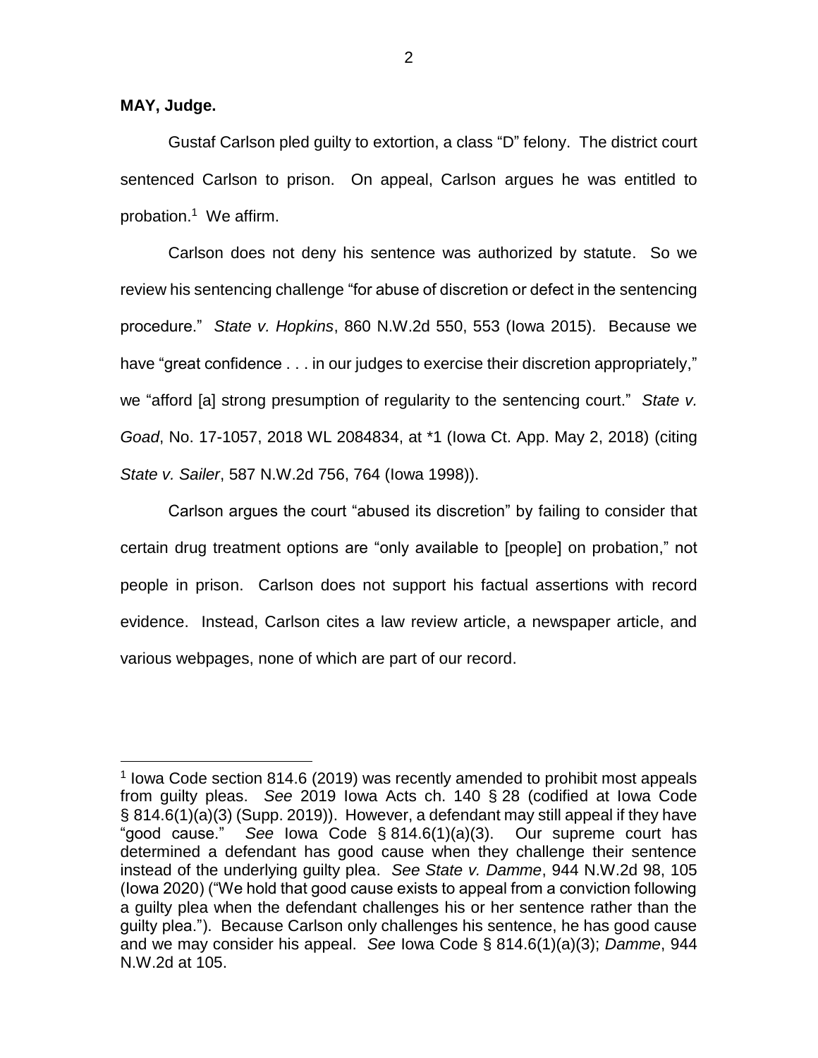**MAY, Judge.**

Gustaf Carlson pled guilty to extortion, a class "D" felony. The district court sentenced Carlson to prison. On appeal, Carlson argues he was entitled to probation.[1] We affirm.

Carlson does not deny his sentence was authorized by statute. So we review his sentencing challenge "for abuse of discretion or defect in the sentencing procedure." *State v. Hopkins*, 860 N.W.2d 550, 553 (Iowa 2015). Because we have "great confidence . . . in our judges to exercise their discretion appropriately," we "afford [a] strong presumption of regularity to the sentencing court." *State v. Goad*, No. 17-1057, 2018 WL 2084834, at *1 (Iowa Ct. App. May 2, 2018) (citing *State v. Sailer*, 587 N.W.2d 756, 764 (Iowa 1998)).

Carlson argues the court "abused its discretion" by failing to consider that certain drug treatment options are "only available to [people] on probation," not people in prison. Carlson does not support his factual assertions with record evidence. Instead, Carlson cites a law review article, a newspaper article, and various webpages, none of which are part of our record.

---

[1] Iowa Code section 814.6 (2019) was recently amended to prohibit most appeals from guilty pleas. *See* 2019 Iowa Acts ch. 140 § 28 (codified at Iowa Code § 814.6(1)(a)(3) (Supp. 2019)). However, a defendant may still appeal if they have "good cause." *See* Iowa Code § 814.6(1)(a)(3). Our supreme court has determined a defendant has good cause when they challenge their sentence instead of the underlying guilty plea. *See State v. Damme*, 944 N.W.2d 98, 105 (Iowa 2020) ("We hold that good cause exists to appeal from a conviction following a guilty plea when the defendant challenges his or her sentence rather than the guilty plea."). Because Carlson only challenges his sentence, he has good cause and we may consider his appeal. *See* Iowa Code § 814.6(1)(a)(3); *Damme*, 944 N.W.2d at 105.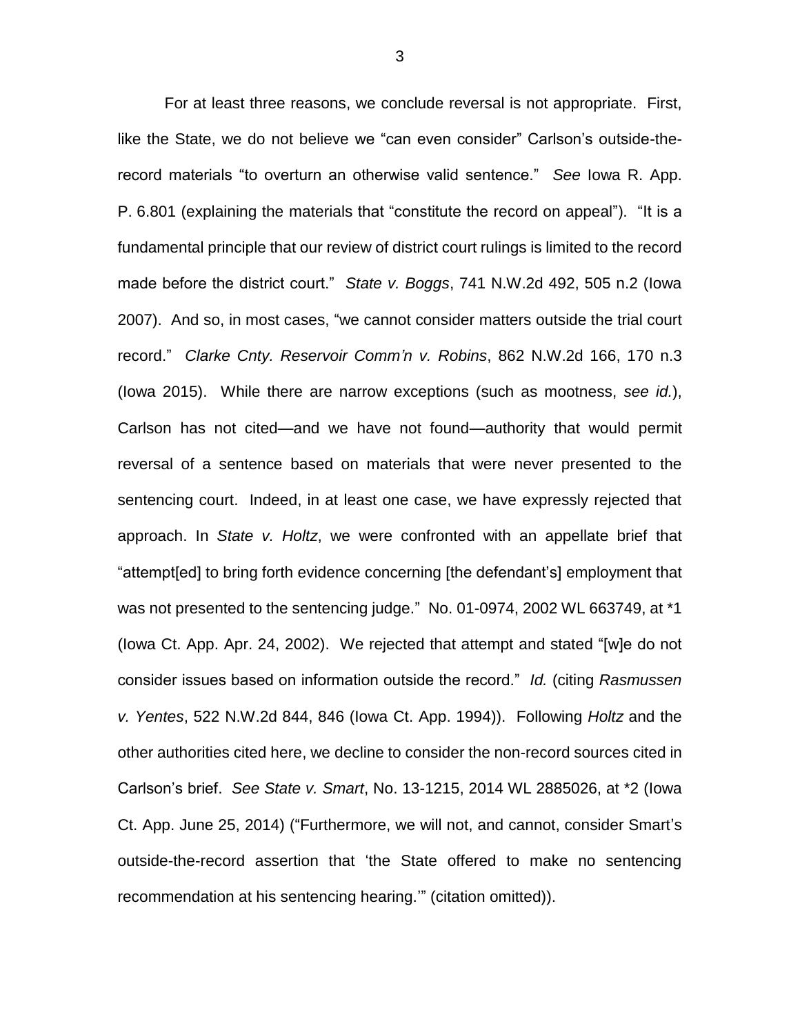For at least three reasons, we conclude reversal is not appropriate. First, like the State, we do not believe we "can even consider" Carlson's outside-the-record materials "to overturn an otherwise valid sentence." *See* Iowa R. App. P. 6.801 (explaining the materials that "constitute the record on appeal"). "It is a fundamental principle that our review of district court rulings is limited to the record made before the district court." *State v. Boggs*, 741 N.W.2d 492, 505 n.2 (Iowa 2007). And so, in most cases, "we cannot consider matters outside the trial court record." *Clarke Cnty. Reservoir Comm'n v. Robins*, 862 N.W.2d 166, 170 n.3 (Iowa 2015). While there are narrow exceptions (such as mootness, *see id.*), Carlson has not cited—and we have not found—authority that would permit reversal of a sentence based on materials that were never presented to the sentencing court. Indeed, in at least one case, we have expressly rejected that approach. In *State v. Holtz*, we were confronted with an appellate brief that "attempt[ed] to bring forth evidence concerning [the defendant's] employment that was not presented to the sentencing judge." No. 01-0974, 2002 WL 663749, at *1 (Iowa Ct. App. Apr. 24, 2002). We rejected that attempt and stated "[w]e do not consider issues based on information outside the record." *Id.* (citing *Rasmussen v. Yentes*, 522 N.W.2d 844, 846 (Iowa Ct. App. 1994)). Following *Holtz* and the other authorities cited here, we decline to consider the non-record sources cited in Carlson's brief. *See State v. Smart*, No. 13-1215, 2014 WL 2885026, at *2 (Iowa Ct. App. June 25, 2014) ("Furthermore, we will not, and cannot, consider Smart's outside-the-record assertion that 'the State offered to make no sentencing recommendation at his sentencing hearing.'" (citation omitted)).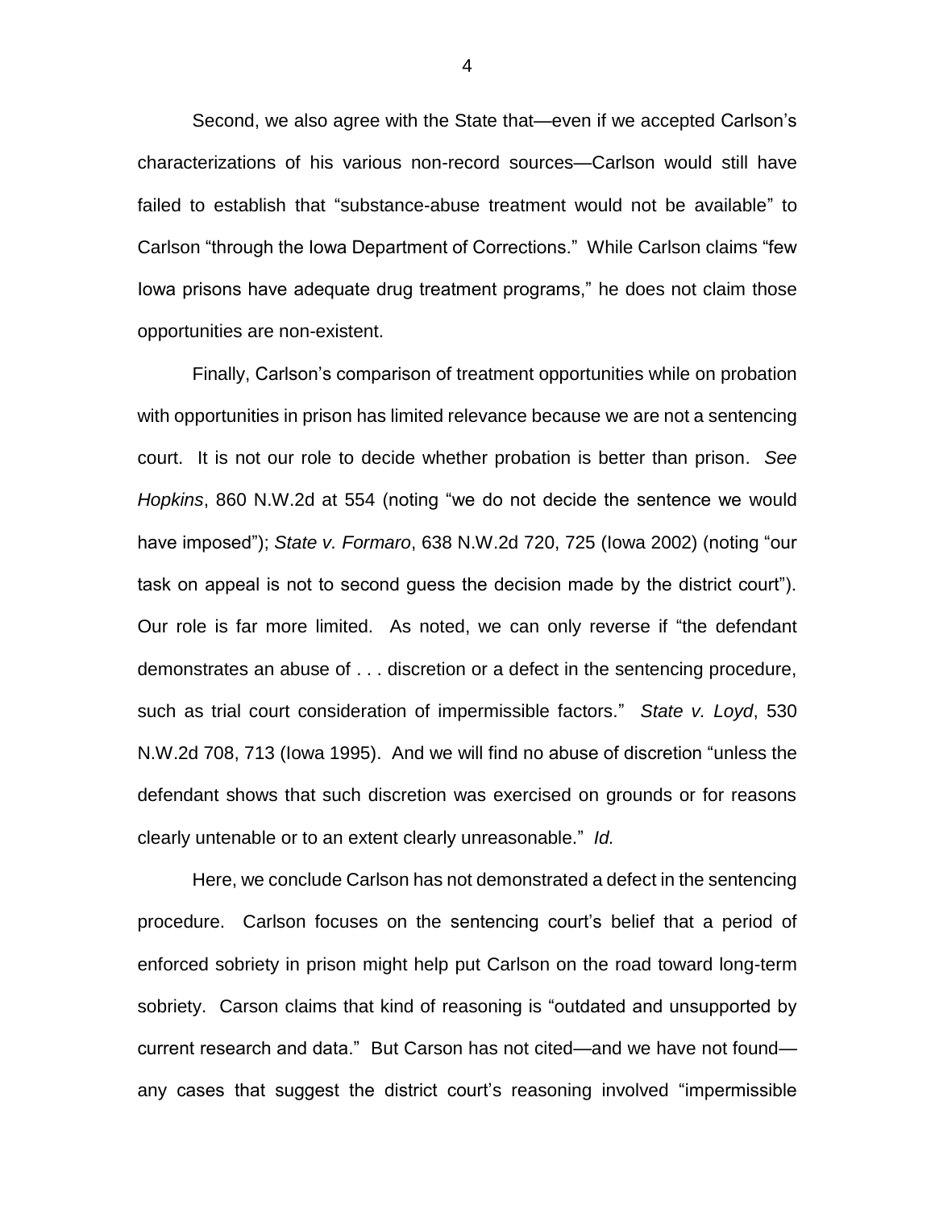Second, we also agree with the State that—even if we accepted Carlson's characterizations of his various non-record sources—Carlson would still have failed to establish that "substance-abuse treatment would not be available" to Carlson "through the Iowa Department of Corrections." While Carlson claims "few Iowa prisons have adequate drug treatment programs," he does not claim those opportunities are non-existent.

Finally, Carlson's comparison of treatment opportunities while on probation with opportunities in prison has limited relevance because we are not a sentencing court. It is not our role to decide whether probation is better than prison. *See Hopkins*, 860 N.W.2d at 554 (noting "we do not decide the sentence we would have imposed"); *State v. Formaro*, 638 N.W.2d 720, 725 (Iowa 2002) (noting "our task on appeal is not to second guess the decision made by the district court"). Our role is far more limited. As noted, we can only reverse if "the defendant demonstrates an abuse of . . . discretion or a defect in the sentencing procedure, such as trial court consideration of impermissible factors." *State v. Loyd*, 530 N.W.2d 708, 713 (Iowa 1995). And we will find no abuse of discretion "unless the defendant shows that such discretion was exercised on grounds or for reasons clearly untenable or to an extent clearly unreasonable." *Id.*

Here, we conclude Carlson has not demonstrated a defect in the sentencing procedure. Carlson focuses on the sentencing court's belief that a period of enforced sobriety in prison might help put Carlson on the road toward long-term sobriety. Carson claims that kind of reasoning is "outdated and unsupported by current research and data." But Carson has not cited—and we have not found—any cases that suggest the district court's reasoning involved "impermissible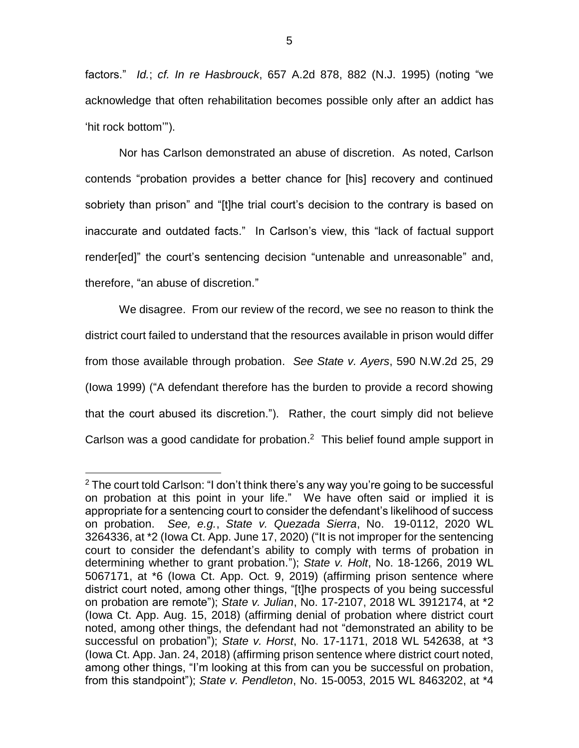factors." *Id.*; *cf. In re Hasbrouck*, 657 A.2d 878, 882 (N.J. 1995) (noting "we acknowledge that often rehabilitation becomes possible only after an addict has 'hit rock bottom'").

Nor has Carlson demonstrated an abuse of discretion. As noted, Carlson contends "probation provides a better chance for [his] recovery and continued sobriety than prison" and "[t]he trial court's decision to the contrary is based on inaccurate and outdated facts." In Carlson's view, this "lack of factual support render[ed]" the court's sentencing decision "untenable and unreasonable" and, therefore, "an abuse of discretion."

We disagree. From our review of the record, we see no reason to think the district court failed to understand that the resources available in prison would differ from those available through probation. *See State v. Ayers*, 590 N.W.2d 25, 29 (Iowa 1999) ("A defendant therefore has the burden to provide a record showing that the court abused its discretion."). Rather, the court simply did not believe Carlson was a good candidate for probation.[2] This belief found ample support in

---

[2] The court told Carlson: "I don't think there's any way you're going to be successful on probation at this point in your life." We have often said or implied it is appropriate for a sentencing court to consider the defendant's likelihood of success on probation. *See, e.g.*, *State v. Quezada Sierra*, No. 19-0112, 2020 WL 3264336, at *2 (Iowa Ct. App. June 17, 2020) ("It is not improper for the sentencing court to consider the defendant's ability to comply with terms of probation in determining whether to grant probation."); *State v. Holt*, No. 18-1266, 2019 WL 5067171, at *6 (Iowa Ct. App. Oct. 9, 2019) (affirming prison sentence where district court noted, among other things, "[t]he prospects of you being successful on probation are remote"); *State v. Julian*, No. 17-2107, 2018 WL 3912174, at *2 (Iowa Ct. App. Aug. 15, 2018) (affirming denial of probation where district court noted, among other things, the defendant had not "demonstrated an ability to be successful on probation"); *State v. Horst*, No. 17-1171, 2018 WL 542638, at *3 (Iowa Ct. App. Jan. 24, 2018) (affirming prison sentence where district court noted, among other things, "I'm looking at this from can you be successful on probation, from this standpoint"); *State v. Pendleton*, No. 15-0053, 2015 WL 8463202, at *4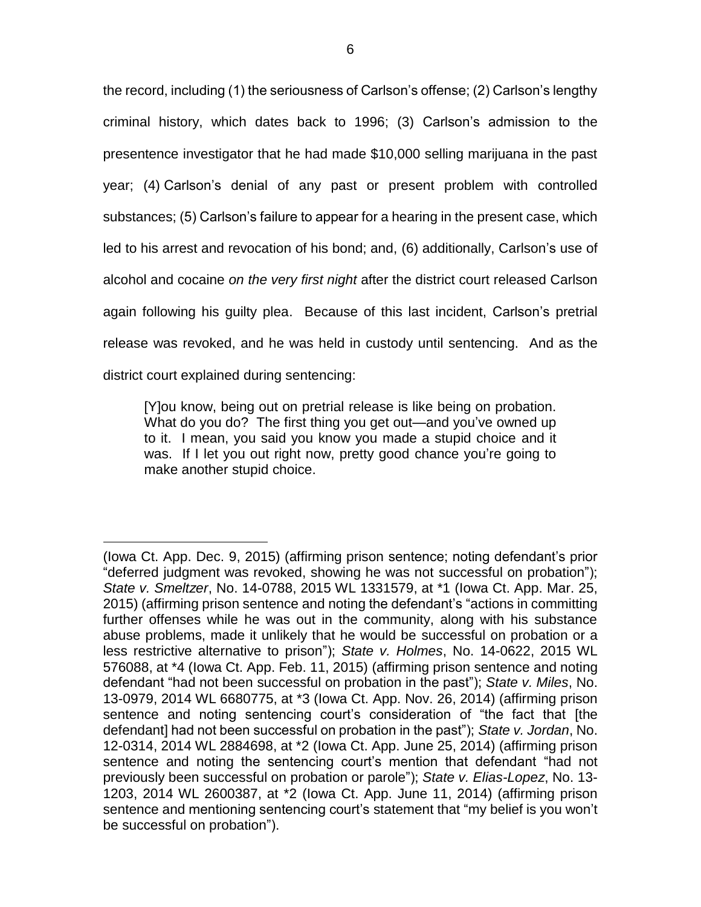the record, including (1) the seriousness of Carlson's offense; (2) Carlson's lengthy criminal history, which dates back to 1996; (3) Carlson's admission to the presentence investigator that he had made $10,000 selling marijuana in the past year; (4) Carlson's denial of any past or present problem with controlled substances; (5) Carlson's failure to appear for a hearing in the present case, which led to his arrest and revocation of his bond; and, (6) additionally, Carlson's use of alcohol and cocaine *on the very first night* after the district court released Carlson again following his guilty plea. Because of this last incident, Carlson's pretrial release was revoked, and he was held in custody until sentencing. And as the district court explained during sentencing:

> [Y]ou know, being out on pretrial release is like being on probation. What do you do? The first thing you get out—and you've owned up to it. I mean, you said you know you made a stupid choice and it was. If I let you out right now, pretty good chance you're going to make another stupid choice.

---

(Iowa Ct. App. Dec. 9, 2015) (affirming prison sentence; noting defendant's prior "deferred judgment was revoked, showing he was not successful on probation"); *State v. Smeltzer*, No. 14-0788, 2015 WL 1331579, at *1 (Iowa Ct. App. Mar. 25, 2015) (affirming prison sentence and noting the defendant's "actions in committing further offenses while he was out in the community, along with his substance abuse problems, made it unlikely that he would be successful on probation or a less restrictive alternative to prison"); *State v. Holmes*, No. 14-0622, 2015 WL 576088, at *4 (Iowa Ct. App. Feb. 11, 2015) (affirming prison sentence and noting defendant "had not been successful on probation in the past"); *State v. Miles*, No. 13-0979, 2014 WL 6680775, at *3 (Iowa Ct. App. Nov. 26, 2014) (affirming prison sentence and noting sentencing court's consideration of "the fact that [the defendant] had not been successful on probation in the past"); *State v. Jordan*, No. 12-0314, 2014 WL 2884698, at *2 (Iowa Ct. App. June 25, 2014) (affirming prison sentence and noting the sentencing court's mention that defendant "had not previously been successful on probation or parole"); *State v. Elias-Lopez*, No. 13-1203, 2014 WL 2600387, at *2 (Iowa Ct. App. June 11, 2014) (affirming prison sentence and mentioning sentencing court's statement that "my belief is you won't be successful on probation").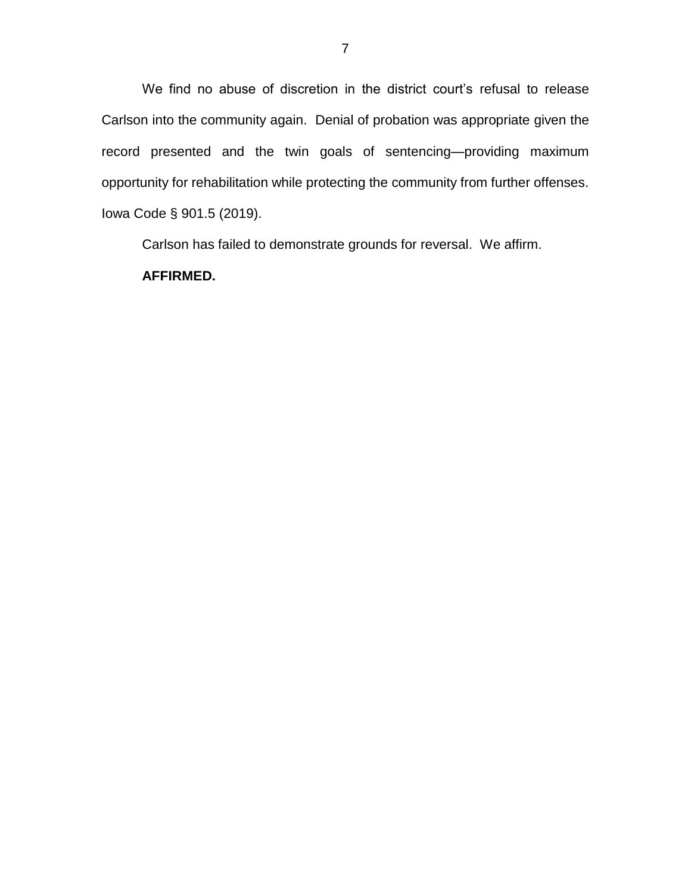We find no abuse of discretion in the district court's refusal to release Carlson into the community again. Denial of probation was appropriate given the record presented and the twin goals of sentencing—providing maximum opportunity for rehabilitation while protecting the community from further offenses. Iowa Code § 901.5 (2019).

Carlson has failed to demonstrate grounds for reversal. We affirm.

**AFFIRMED.**